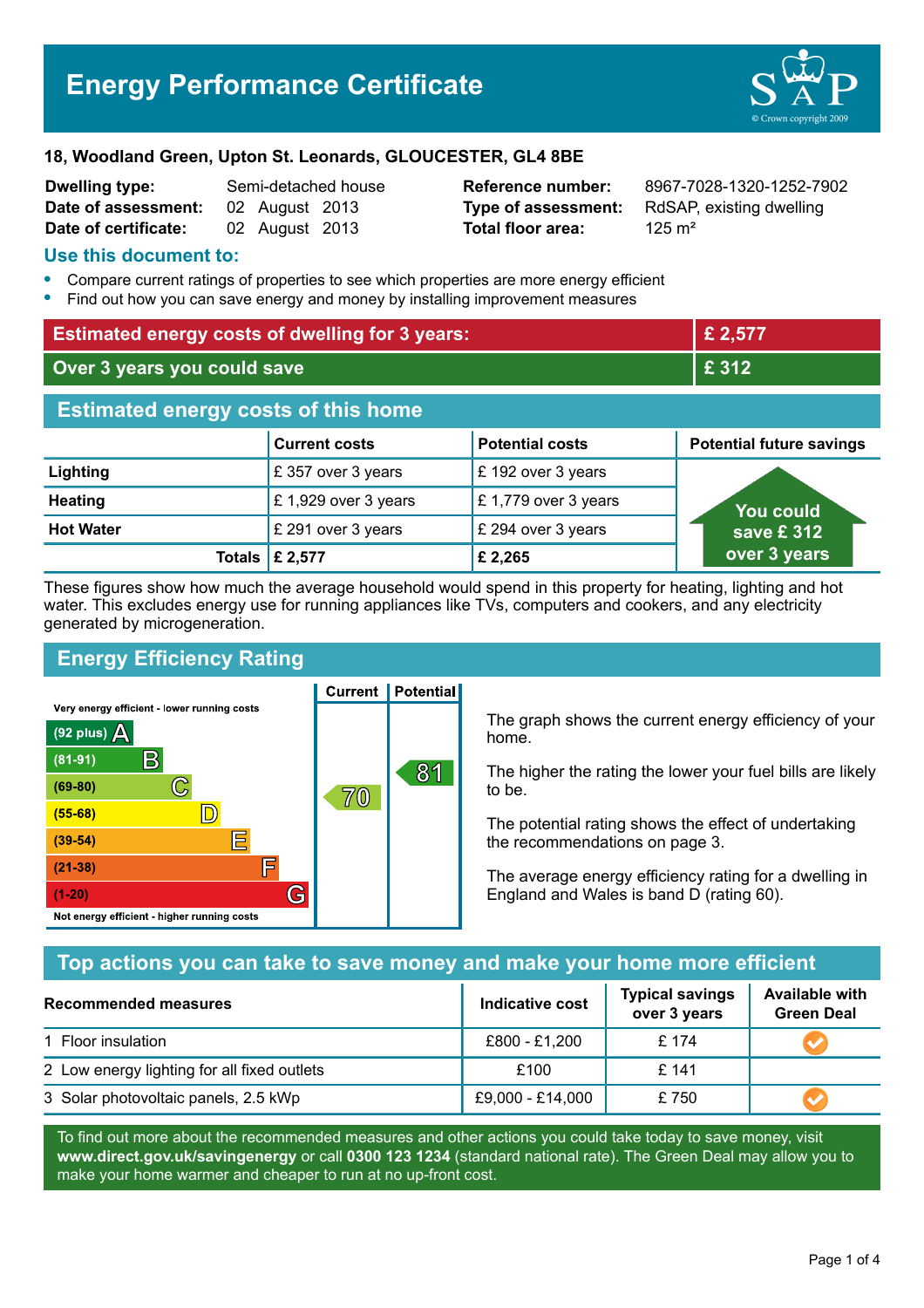# Energy Performance Certificate

**18, Woodland Green, Upton St. Leonards, GLOUCESTER, GL4 8BE**

| | | | |
|---|---|---|---|
| **Dwelling type:** | Semi-detached house | **Reference number:** | 8967-7028-1320-1252-7902 |
| **Date of assessment:** | 02 August 2013 | **Type of assessment:** | RdSAP, existing dwelling |
| **Date of certificate:** | 02 August 2013 | **Total floor area:** | 125 m² |

## Use this document to:

- Compare current ratings of properties to see which properties are more energy efficient
- Find out how you can save energy and money by installing improvement measures

| | |
|---|---|
| **Estimated energy costs of dwelling for 3 years:** | **£ 2,577** |
| **Over 3 years you could save** | **£ 312** |

## Estimated energy costs of this home

| | Current costs | Potential costs | Potential future savings |
|---|---|---|---|
| **Lighting** | £ 357 over 3 years | £ 192 over 3 years | You could save £ 312 over 3 years |
| **Heating** | £ 1,929 over 3 years | £ 1,779 over 3 years | |
| **Hot Water** | £ 291 over 3 years | £ 294 over 3 years | |
| **Totals** | **£ 2,577** | **£ 2,265** | |

These figures show how much the average household would spend in this property for heating, lighting and hot water. This excludes energy use for running appliances like TVs, computers and cookers, and any electricity generated by microgeneration.

## Energy Efficiency Rating

Very energy efficient - lower running costs

| Rating | Band | Current | Potential |
|---|---|---|---|
| (92 plus) | A | | |
| (81-91) | B | | 81 |
| (69-80) | C | 70 | |
| (55-68) | D | | |
| (39-54) | E | | |
| (21-38) | F | | |
| (1-20) | G | | |

Not energy efficient - higher running costs

The graph shows the current energy efficiency of your home.

The higher the rating the lower your fuel bills are likely to be.

The potential rating shows the effect of undertaking the recommendations on page 3.

The average energy efficiency rating for a dwelling in England and Wales is band D (rating 60).

## Top actions you can take to save money and make your home more efficient

| Recommended measures | Indicative cost | Typical savings over 3 years | Available with Green Deal |
|---|---|---|---|
| 1 Floor insulation | £800 - £1,200 | £ 174 | ✔ |
| 2 Low energy lighting for all fixed outlets | £100 | £ 141 | |
| 3 Solar photovoltaic panels, 2.5 kWp | £9,000 - £14,000 | £ 750 | ✔ |

To find out more about the recommended measures and other actions you could take today to save money, visit **www.direct.gov.uk/savingenergy** or call **0300 123 1234** (standard national rate). The Green Deal may allow you to make your home warmer and cheaper to run at no up-front cost.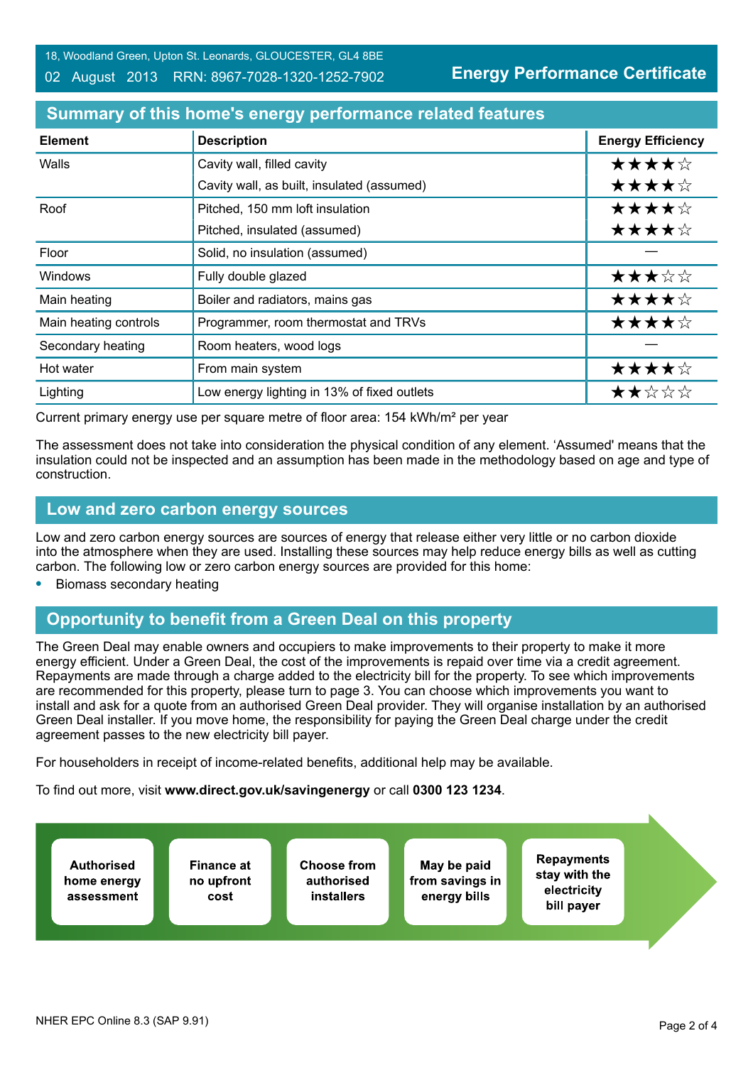18, Woodland Green, Upton St. Leonards, GLOUCESTER, GL4 8BE

02 August 2013 RRN: 8967-7028-1320-1252-7902

**Energy Performance Certificate**

## Summary of this home's energy performance related features

| Element | Description | Energy Efficiency |
|---|---|---|
| Walls | Cavity wall, filled cavity | ★★★★☆ |
| | Cavity wall, as built, insulated (assumed) | ★★★★☆ |
| Roof | Pitched, 150 mm loft insulation | ★★★★☆ |
| | Pitched, insulated (assumed) | ★★★★☆ |
| Floor | Solid, no insulation (assumed) | — |
| Windows | Fully double glazed | ★★★☆☆ |
| Main heating | Boiler and radiators, mains gas | ★★★★☆ |
| Main heating controls | Programmer, room thermostat and TRVs | ★★★★☆ |
| Secondary heating | Room heaters, wood logs | — |
| Hot water | From main system | ★★★★☆ |
| Lighting | Low energy lighting in 13% of fixed outlets | ★★☆☆☆ |

Current primary energy use per square metre of floor area: 154 kWh/m² per year

The assessment does not take into consideration the physical condition of any element. 'Assumed' means that the insulation could not be inspected and an assumption has been made in the methodology based on age and type of construction.

## Low and zero carbon energy sources

Low and zero carbon energy sources are sources of energy that release either very little or no carbon dioxide into the atmosphere when they are used. Installing these sources may help reduce energy bills as well as cutting carbon. The following low or zero carbon energy sources are provided for this home:

- Biomass secondary heating

## Opportunity to benefit from a Green Deal on this property

The Green Deal may enable owners and occupiers to make improvements to their property to make it more energy efficient. Under a Green Deal, the cost of the improvements is repaid over time via a credit agreement. Repayments are made through a charge added to the electricity bill for the property. To see which improvements are recommended for this property, please turn to page 3. You can choose which improvements you want to install and ask for a quote from an authorised Green Deal provider. They will organise installation by an authorised Green Deal installer. If you move home, the responsibility for paying the Green Deal charge under the credit agreement passes to the new electricity bill payer.

For householders in receipt of income-related benefits, additional help may be available.

To find out more, visit **www.direct.gov.uk/savingenergy** or call **0300 123 1234**.

**Authorised home energy assessment** → **Finance at no upfront cost** → **Choose from authorised installers** → **May be paid from savings in energy bills** → **Repayments stay with the electricity bill payer**

NHER EPC Online 8.3 (SAP 9.91)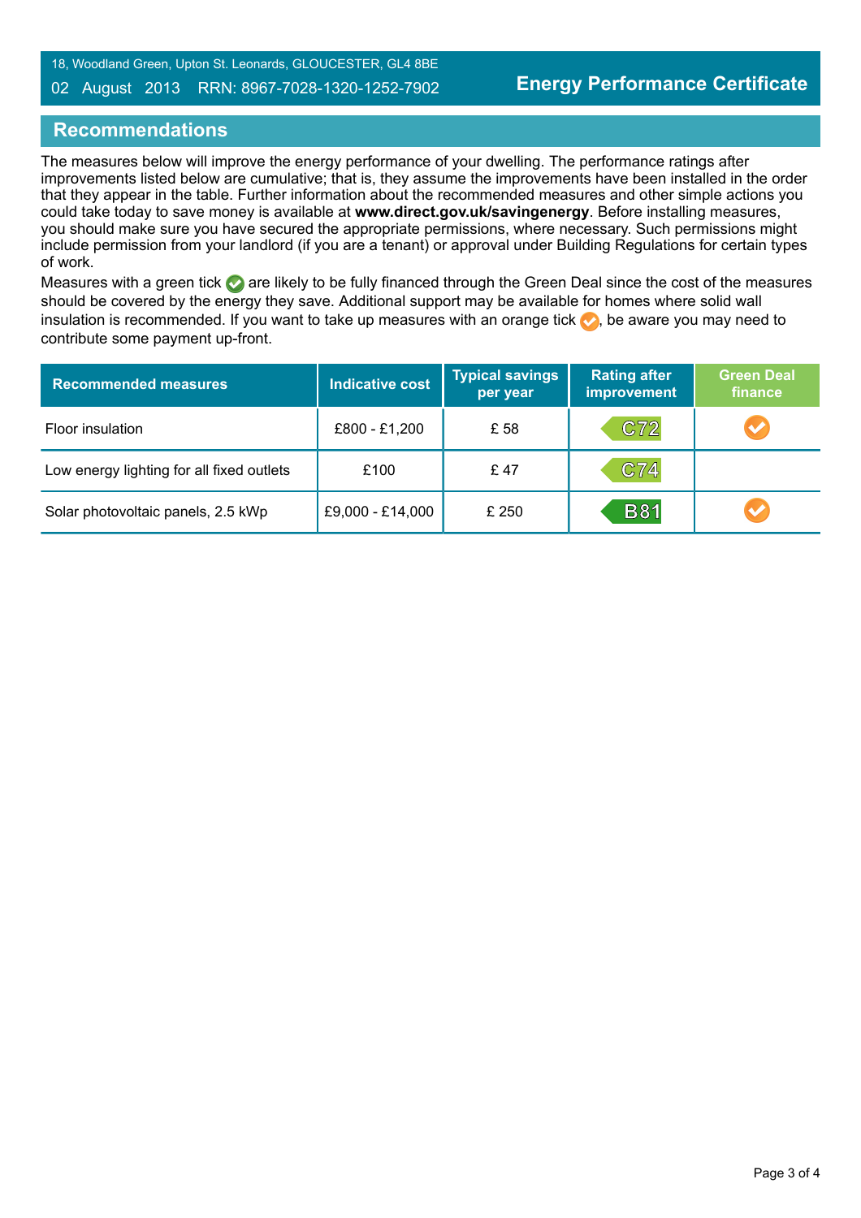## Recommendations

The measures below will improve the energy performance of your dwelling. The performance ratings after improvements listed below are cumulative; that is, they assume the improvements have been installed in the order that they appear in the table. Further information about the recommended measures and other simple actions you could take today to save money is available at **www.direct.gov.uk/savingenergy**. Before installing measures, you should make sure you have secured the appropriate permissions, where necessary. Such permissions might include permission from your landlord (if you are a tenant) or approval under Building Regulations for certain types of work.

Measures with a green tick ✅ are likely to be fully financed through the Green Deal since the cost of the measures should be covered by the energy they save. Additional support may be available for homes where solid wall insulation is recommended. If you want to take up measures with an orange tick 🟠, be aware you may need to contribute some payment up-front.

| Recommended measures | Indicative cost | Typical savings per year | Rating after improvement | Green Deal finance |
|---|---|---|---|---|
| Floor insulation | £800 - £1,200 | £ 58 | C72 | 🟠 |
| Low energy lighting for all fixed outlets | £100 | £ 47 | C74 | |
| Solar photovoltaic panels, 2.5 kWp | £9,000 - £14,000 | £ 250 | B81 | 🟠 |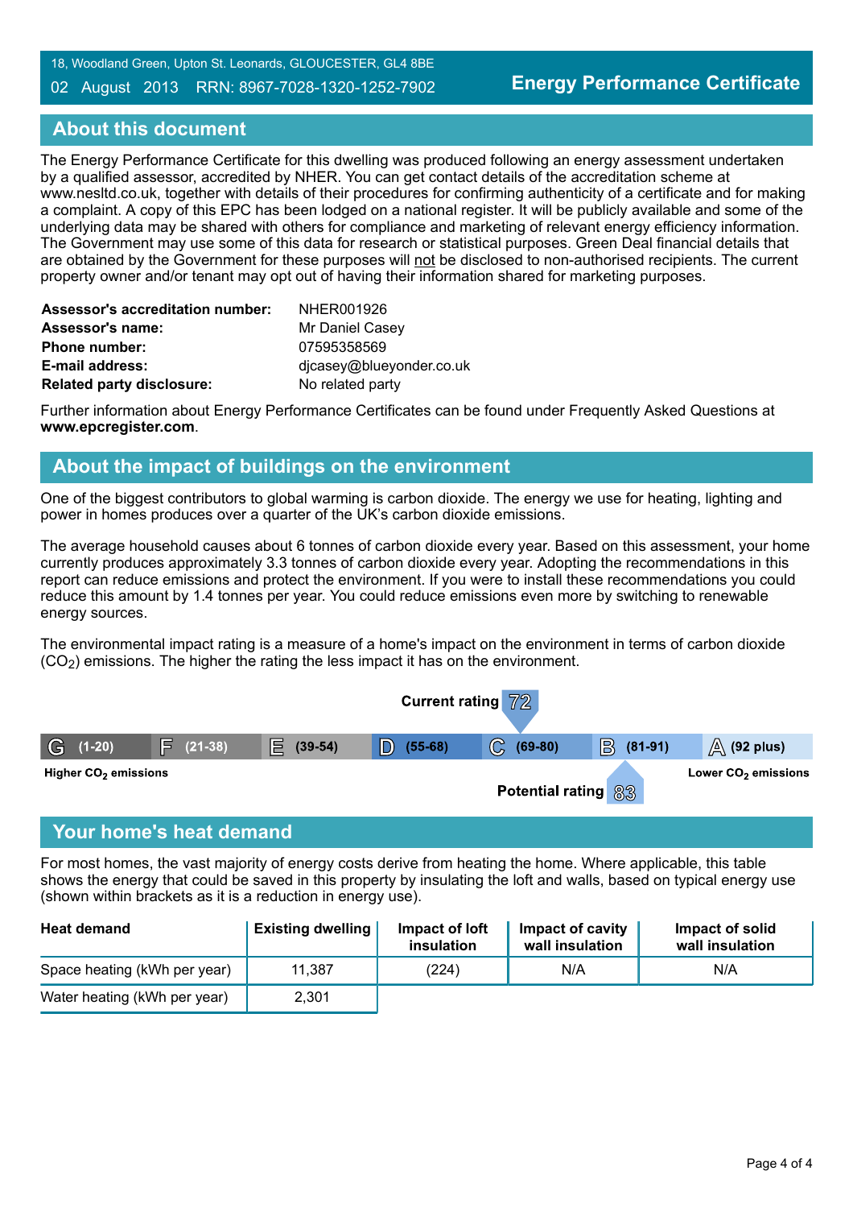18, Woodland Green, Upton St. Leonards, GLOUCESTER, GL4 8BE

02 August 2013 RRN: 8967-7028-1320-1252-7902

**Energy Performance Certificate**

## About this document

The Energy Performance Certificate for this dwelling was produced following an energy assessment undertaken by a qualified assessor, accredited by NHER. You can get contact details of the accreditation scheme at www.nesltd.co.uk, together with details of their procedures for confirming authenticity of a certificate and for making a complaint. A copy of this EPC has been lodged on a national register. It will be publicly available and some of the underlying data may be shared with others for compliance and marketing of relevant energy efficiency information. The Government may use some of this data for research or statistical purposes. Green Deal financial details that are obtained by the Government for these purposes will not be disclosed to non-authorised recipients. The current property owner and/or tenant may opt out of having their information shared for marketing purposes.

| | |
|---|---|
| **Assessor's accreditation number:** | NHER001926 |
| **Assessor's name:** | Mr Daniel Casey |
| **Phone number:** | 07595358569 |
| **E-mail address:** | djcasey@blueyonder.co.uk |
| **Related party disclosure:** | No related party |

Further information about Energy Performance Certificates can be found under Frequently Asked Questions at **www.epcregister.com**.

## About the impact of buildings on the environment

One of the biggest contributors to global warming is carbon dioxide. The energy we use for heating, lighting and power in homes produces over a quarter of the UK's carbon dioxide emissions.

The average household causes about 6 tonnes of carbon dioxide every year. Based on this assessment, your home currently produces approximately 3.3 tonnes of carbon dioxide every year. Adopting the recommendations in this report can reduce emissions and protect the environment. If you were to install these recommendations you could reduce this amount by 1.4 tonnes per year. You could reduce emissions even more by switching to renewable energy sources.

The environmental impact rating is a measure of a home's impact on the environment in terms of carbon dioxide ($CO_2$) emissions. The higher the rating the less impact it has on the environment.

Current rating 72

G (1-20)
F (21-38)
E (39-54)
D (55-68)
C (69-80)
B (81-91)
A (92 plus)

Higher $CO_2$ emissions

Lower $CO_2$ emissions

Potential rating 83

## Your home's heat demand

For most homes, the vast majority of energy costs derive from heating the home. Where applicable, this table shows the energy that could be saved in this property by insulating the loft and walls, based on typical energy use (shown within brackets as it is a reduction in energy use).

| Heat demand | Existing dwelling | Impact of loft insulation | Impact of cavity wall insulation | Impact of solid wall insulation |
|---|---|---|---|---|
| Space heating (kWh per year) | 11,387 | (224) | N/A | N/A |
| Water heating (kWh per year) | 2,301 | | | |